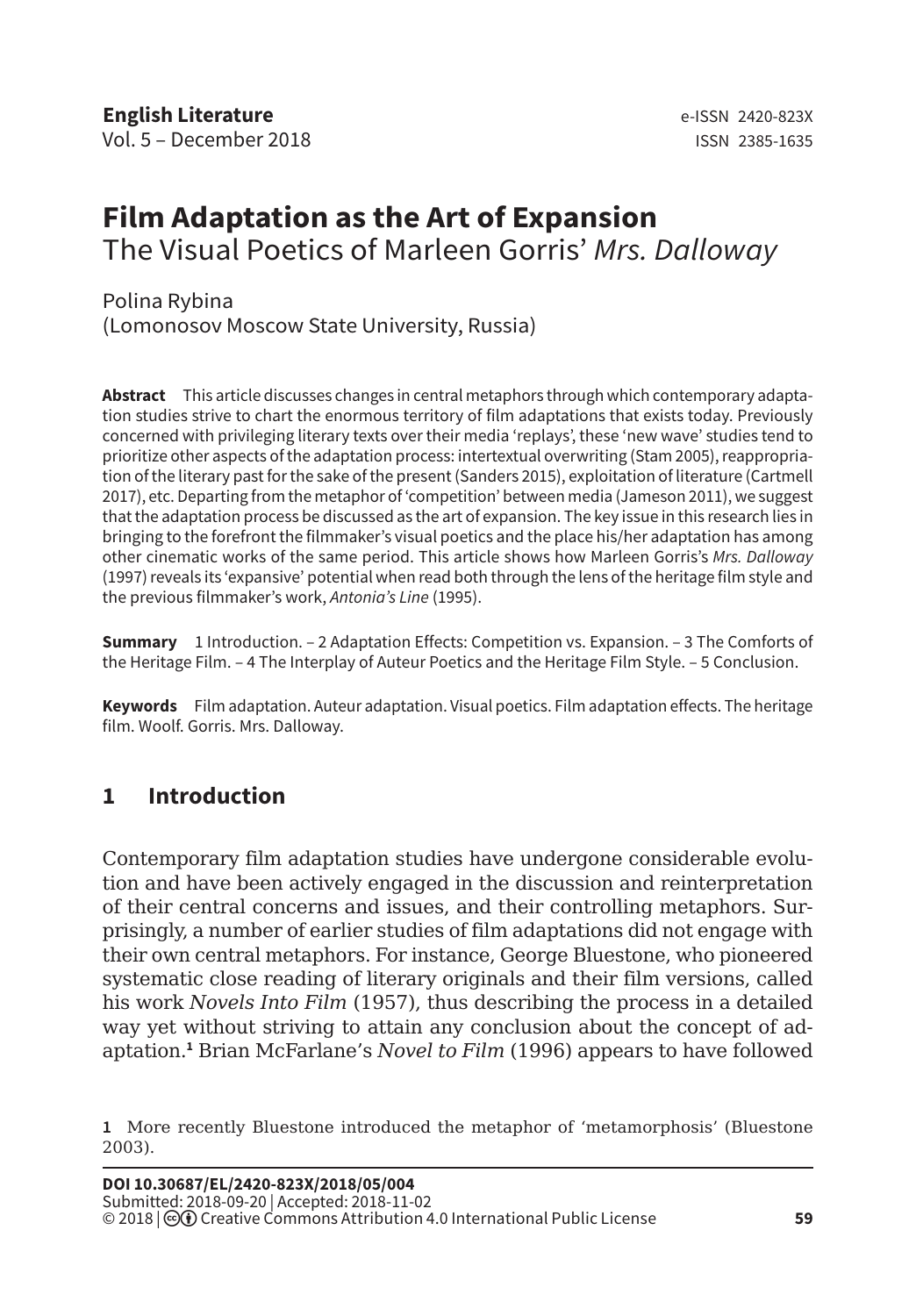# Film Adaptation as the Art of Expansion

## The Visual Poetics of Marleen Gorris' *Mrs. Dalloway*

Polina Rybina
(Lomonosov Moscow State University, Russia)

**Abstract** This article discusses changes in central metaphors through which contemporary adaptation studies strive to chart the enormous territory of film adaptations that exists today. Previously concerned with privileging literary texts over their media 'replays', these 'new wave' studies tend to prioritize other aspects of the adaptation process: intertextual overwriting (Stam 2005), reappropriation of the literary past for the sake of the present (Sanders 2015), exploitation of literature (Cartmell 2017), etc. Departing from the metaphor of 'competition' between media (Jameson 2011), we suggest that the adaptation process be discussed as the art of expansion. The key issue in this research lies in bringing to the forefront the filmmaker's visual poetics and the place his/her adaptation has among other cinematic works of the same period. This article shows how Marleen Gorris's *Mrs. Dalloway* (1997) reveals its 'expansive' potential when read both through the lens of the heritage film style and the previous filmmaker's work, *Antonia's Line* (1995).

**Summary** 1 Introduction. – 2 Adaptation Effects: Competition vs. Expansion. – 3 The Comforts of the Heritage Film. – 4 The Interplay of Auteur Poetics and the Heritage Film Style. – 5 Conclusion.

**Keywords** Film adaptation. Auteur adaptation. Visual poetics. Film adaptation effects. The heritage film. Woolf. Gorris. Mrs. Dalloway.

## 1 Introduction

Contemporary film adaptation studies have undergone considerable evolution and have been actively engaged in the discussion and reinterpretation of their central concerns and issues, and their controlling metaphors. Surprisingly, a number of earlier studies of film adaptations did not engage with their own central metaphors. For instance, George Bluestone, who pioneered systematic close reading of literary originals and their film versions, called his work *Novels Into Film* (1957), thus describing the process in a detailed way yet without striving to attain any conclusion about the concept of adaptation.[1] Brian McFarlane's *Novel to Film* (1996) appears to have followed

[1] More recently Bluestone introduced the metaphor of 'metamorphosis' (Bluestone 2003).

**DOI 10.30687/EL/2420-823X/2018/05/004**
Submitted: 2018-09-20 | Accepted: 2018-11-02
© 2018 | Creative Commons Attribution 4.0 International Public License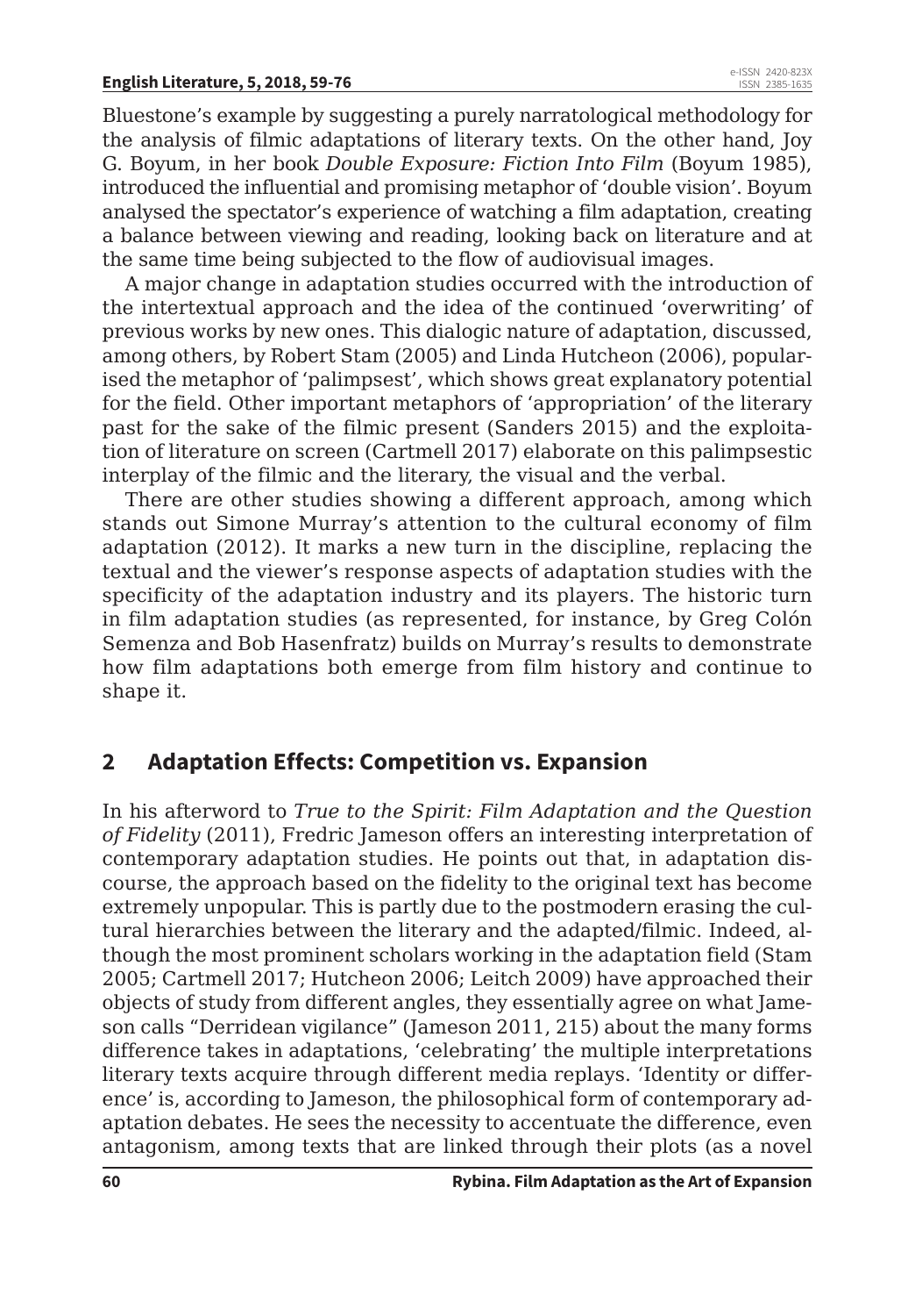Bluestone's example by suggesting a purely narratological methodology for the analysis of filmic adaptations of literary texts. On the other hand, Joy G. Boyum, in her book *Double Exposure: Fiction Into Film* (Boyum 1985), introduced the influential and promising metaphor of 'double vision'. Boyum analysed the spectator's experience of watching a film adaptation, creating a balance between viewing and reading, looking back on literature and at the same time being subjected to the flow of audiovisual images.

A major change in adaptation studies occurred with the introduction of the intertextual approach and the idea of the continued 'overwriting' of previous works by new ones. This dialogic nature of adaptation, discussed, among others, by Robert Stam (2005) and Linda Hutcheon (2006), popularised the metaphor of 'palimpsest', which shows great explanatory potential for the field. Other important metaphors of 'appropriation' of the literary past for the sake of the filmic present (Sanders 2015) and the exploitation of literature on screen (Cartmell 2017) elaborate on this palimpsestic interplay of the filmic and the literary, the visual and the verbal.

There are other studies showing a different approach, among which stands out Simone Murray's attention to the cultural economy of film adaptation (2012). It marks a new turn in the discipline, replacing the textual and the viewer's response aspects of adaptation studies with the specificity of the adaptation industry and its players. The historic turn in film adaptation studies (as represented, for instance, by Greg Colón Semenza and Bob Hasenfratz) builds on Murray's results to demonstrate how film adaptations both emerge from film history and continue to shape it.

## 2 Adaptation Effects: Competition vs. Expansion

In his afterword to *True to the Spirit: Film Adaptation and the Question of Fidelity* (2011), Fredric Jameson offers an interesting interpretation of contemporary adaptation studies. He points out that, in adaptation discourse, the approach based on the fidelity to the original text has become extremely unpopular. This is partly due to the postmodern erasing the cultural hierarchies between the literary and the adapted/filmic. Indeed, although the most prominent scholars working in the adaptation field (Stam 2005; Cartmell 2017; Hutcheon 2006; Leitch 2009) have approached their objects of study from different angles, they essentially agree on what Jameson calls "Derridean vigilance" (Jameson 2011, 215) about the many forms difference takes in adaptations, 'celebrating' the multiple interpretations literary texts acquire through different media replays. 'Identity or difference' is, according to Jameson, the philosophical form of contemporary adaptation debates. He sees the necessity to accentuate the difference, even antagonism, among texts that are linked through their plots (as a novel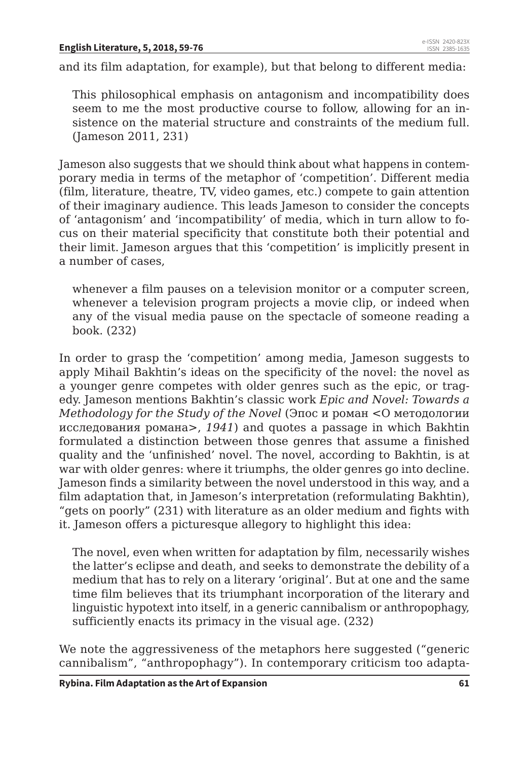and its film adaptation, for example), but that belong to different media:

> This philosophical emphasis on antagonism and incompatibility does seem to me the most productive course to follow, allowing for an insistence on the material structure and constraints of the medium full. (Jameson 2011, 231)

Jameson also suggests that we should think about what happens in contemporary media in terms of the metaphor of 'competition'. Different media (film, literature, theatre, TV, video games, etc.) compete to gain attention of their imaginary audience. This leads Jameson to consider the concepts of 'antagonism' and 'incompatibility' of media, which in turn allow to focus on their material specificity that constitute both their potential and their limit. Jameson argues that this 'competition' is implicitly present in a number of cases,

> whenever a film pauses on a television monitor or a computer screen, whenever a television program projects a movie clip, or indeed when any of the visual media pause on the spectacle of someone reading a book. (232)

In order to grasp the 'competition' among media, Jameson suggests to apply Mihail Bakhtin's ideas on the specificity of the novel: the novel as a younger genre competes with older genres such as the epic, or tragedy. Jameson mentions Bakhtin's classic work *Epic and Novel: Towards a Methodology for the Study of the Novel* (Эпос и роман <О методологии исследования романа>, *1941*) and quotes a passage in which Bakhtin formulated a distinction between those genres that assume a finished quality and the 'unfinished' novel. The novel, according to Bakhtin, is at war with older genres: where it triumphs, the older genres go into decline. Jameson finds a similarity between the novel understood in this way, and a film adaptation that, in Jameson's interpretation (reformulating Bakhtin), "gets on poorly" (231) with literature as an older medium and fights with it. Jameson offers a picturesque allegory to highlight this idea:

> The novel, even when written for adaptation by film, necessarily wishes the latter's eclipse and death, and seeks to demonstrate the debility of a medium that has to rely on a literary 'original'. But at one and the same time film believes that its triumphant incorporation of the literary and linguistic hypotext into itself, in a generic cannibalism or anthropophagy, sufficiently enacts its primacy in the visual age. (232)

We note the aggressiveness of the metaphors here suggested ("generic cannibalism", "anthropophagy"). In contemporary criticism too adapta-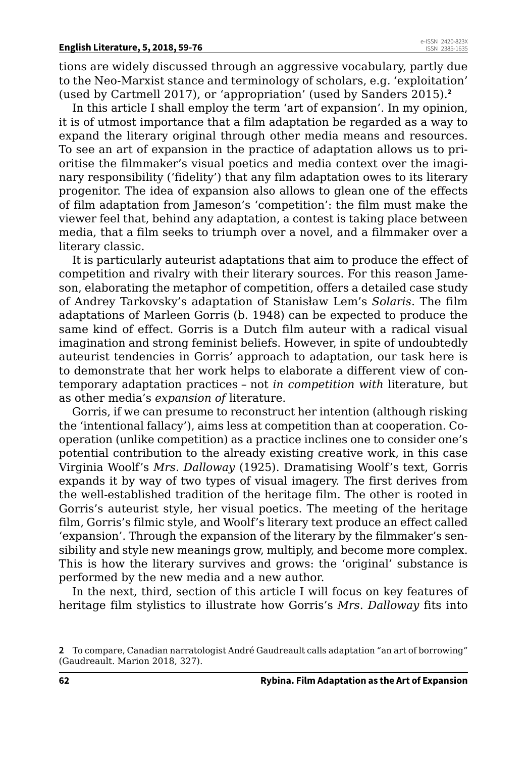tions are widely discussed through an aggressive vocabulary, partly due to the Neo-Marxist stance and terminology of scholars, e.g. 'exploitation' (used by Cartmell 2017), or 'appropriation' (used by Sanders 2015).[2]

In this article I shall employ the term 'art of expansion'. In my opinion, it is of utmost importance that a film adaptation be regarded as a way to expand the literary original through other media means and resources. To see an art of expansion in the practice of adaptation allows us to prioritise the filmmaker's visual poetics and media context over the imaginary responsibility ('fidelity') that any film adaptation owes to its literary progenitor. The idea of expansion also allows to glean one of the effects of film adaptation from Jameson's 'competition': the film must make the viewer feel that, behind any adaptation, a contest is taking place between media, that a film seeks to triumph over a novel, and a filmmaker over a literary classic.

It is particularly auteurist adaptations that aim to produce the effect of competition and rivalry with their literary sources. For this reason Jameson, elaborating the metaphor of competition, offers a detailed case study of Andrey Tarkovsky's adaptation of Stanisław Lem's *Solaris*. The film adaptations of Marleen Gorris (b. 1948) can be expected to produce the same kind of effect. Gorris is a Dutch film auteur with a radical visual imagination and strong feminist beliefs. However, in spite of undoubtedly auteurist tendencies in Gorris' approach to adaptation, our task here is to demonstrate that her work helps to elaborate a different view of contemporary adaptation practices – not *in competition with* literature, but as other media's *expansion of* literature.

Gorris, if we can presume to reconstruct her intention (although risking the 'intentional fallacy'), aims less at competition than at cooperation. Cooperation (unlike competition) as a practice inclines one to consider one's potential contribution to the already existing creative work, in this case Virginia Woolf's *Mrs. Dalloway* (1925). Dramatising Woolf's text, Gorris expands it by way of two types of visual imagery. The first derives from the well-established tradition of the heritage film. The other is rooted in Gorris's auteurist style, her visual poetics. The meeting of the heritage film, Gorris's filmic style, and Woolf's literary text produce an effect called 'expansion'. Through the expansion of the literary by the filmmaker's sensibility and style new meanings grow, multiply, and become more complex. This is how the literary survives and grows: the 'original' substance is performed by the new media and a new author.

In the next, third, section of this article I will focus on key features of heritage film stylistics to illustrate how Gorris's *Mrs. Dalloway* fits into

---

**2** To compare, Canadian narratologist André Gaudreault calls adaptation "an art of borrowing" (Gaudreault. Marion 2018, 327).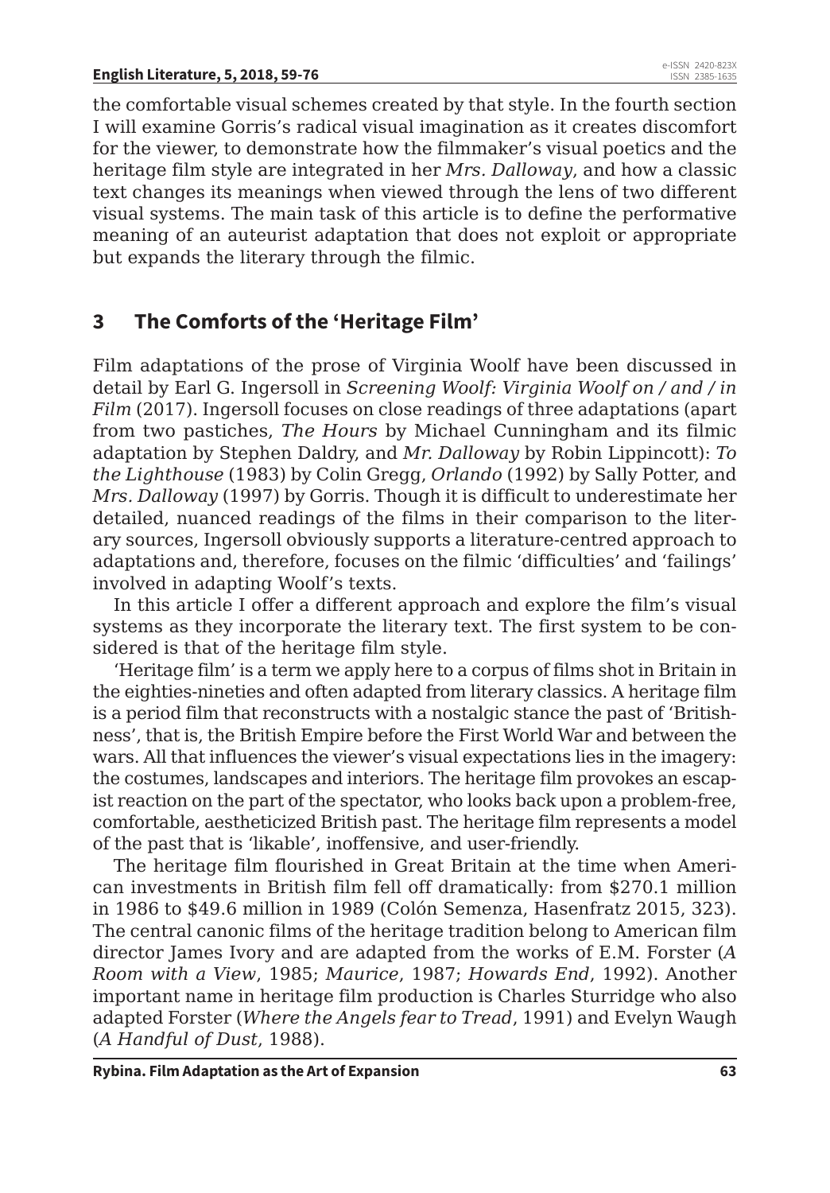the comfortable visual schemes created by that style. In the fourth section I will examine Gorris's radical visual imagination as it creates discomfort for the viewer, to demonstrate how the filmmaker's visual poetics and the heritage film style are integrated in her *Mrs. Dalloway*, and how a classic text changes its meanings when viewed through the lens of two different visual systems. The main task of this article is to define the performative meaning of an auteurist adaptation that does not exploit or appropriate but expands the literary through the filmic.

## 3 The Comforts of the 'Heritage Film'

Film adaptations of the prose of Virginia Woolf have been discussed in detail by Earl G. Ingersoll in *Screening Woolf: Virginia Woolf on / and / in Film* (2017). Ingersoll focuses on close readings of three adaptations (apart from two pastiches, *The Hours* by Michael Cunningham and its filmic adaptation by Stephen Daldry, and *Mr. Dalloway* by Robin Lippincott): *To the Lighthouse* (1983) by Colin Gregg, *Orlando* (1992) by Sally Potter, and *Mrs. Dalloway* (1997) by Gorris. Though it is difficult to underestimate her detailed, nuanced readings of the films in their comparison to the literary sources, Ingersoll obviously supports a literature-centred approach to adaptations and, therefore, focuses on the filmic 'difficulties' and 'failings' involved in adapting Woolf's texts.

In this article I offer a different approach and explore the film's visual systems as they incorporate the literary text. The first system to be considered is that of the heritage film style.

'Heritage film' is a term we apply here to a corpus of films shot in Britain in the eighties-nineties and often adapted from literary classics. A heritage film is a period film that reconstructs with a nostalgic stance the past of 'Britishness', that is, the British Empire before the First World War and between the wars. All that influences the viewer's visual expectations lies in the imagery: the costumes, landscapes and interiors. The heritage film provokes an escapist reaction on the part of the spectator, who looks back upon a problem-free, comfortable, aestheticized British past. The heritage film represents a model of the past that is 'likable', inoffensive, and user-friendly.

The heritage film flourished in Great Britain at the time when American investments in British film fell off dramatically: from $270.1 million in 1986 to $49.6 million in 1989 (Colón Semenza, Hasenfratz 2015, 323). The central canonic films of the heritage tradition belong to American film director James Ivory and are adapted from the works of E.M. Forster (*A Room with a View*, 1985; *Maurice*, 1987; *Howards End*, 1992). Another important name in heritage film production is Charles Sturridge who also adapted Forster (*Where the Angels fear to Tread*, 1991) and Evelyn Waugh (*A Handful of Dust*, 1988).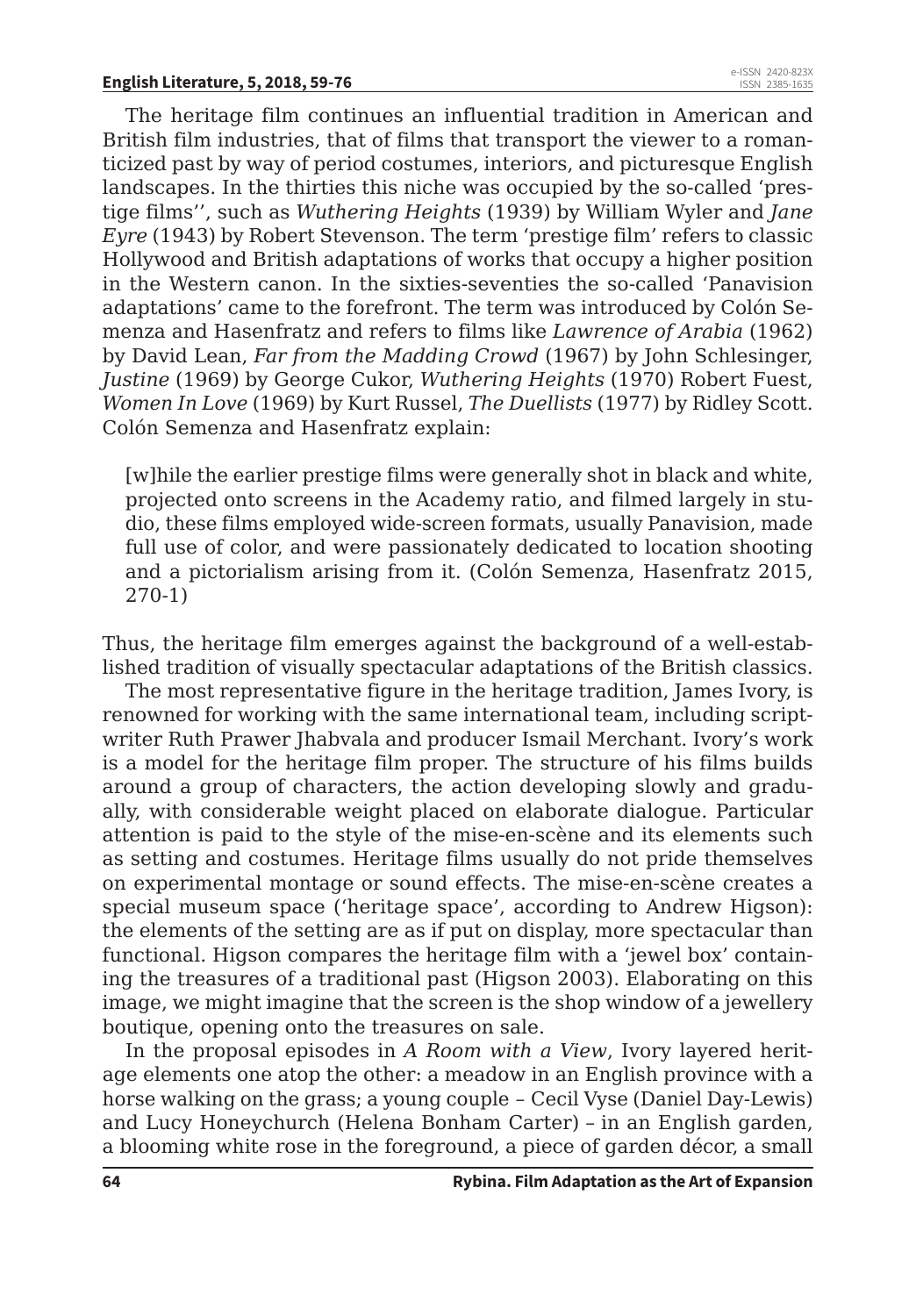The heritage film continues an influential tradition in American and British film industries, that of films that transport the viewer to a romanticized past by way of period costumes, interiors, and picturesque English landscapes. In the thirties this niche was occupied by the so-called 'prestige films'', such as *Wuthering Heights* (1939) by William Wyler and *Jane Eyre* (1943) by Robert Stevenson. The term 'prestige film' refers to classic Hollywood and British adaptations of works that occupy a higher position in the Western canon. In the sixties-seventies the so-called 'Panavision adaptations' came to the forefront. The term was introduced by Colón Semenza and Hasenfratz and refers to films like *Lawrence of Arabia* (1962) by David Lean, *Far from the Madding Crowd* (1967) by John Schlesinger, *Justine* (1969) by George Cukor, *Wuthering Heights* (1970) Robert Fuest, *Women In Love* (1969) by Kurt Russel, *The Duellists* (1977) by Ridley Scott. Colón Semenza and Hasenfratz explain:

> [w]hile the earlier prestige films were generally shot in black and white, projected onto screens in the Academy ratio, and filmed largely in studio, these films employed wide-screen formats, usually Panavision, made full use of color, and were passionately dedicated to location shooting and a pictorialism arising from it. (Colón Semenza, Hasenfratz 2015, 270-1)

Thus, the heritage film emerges against the background of a well-established tradition of visually spectacular adaptations of the British classics.

The most representative figure in the heritage tradition, James Ivory, is renowned for working with the same international team, including scriptwriter Ruth Prawer Jhabvala and producer Ismail Merchant. Ivory's work is a model for the heritage film proper. The structure of his films builds around a group of characters, the action developing slowly and gradually, with considerable weight placed on elaborate dialogue. Particular attention is paid to the style of the mise-en-scène and its elements such as setting and costumes. Heritage films usually do not pride themselves on experimental montage or sound effects. The mise-en-scène creates a special museum space ('heritage space', according to Andrew Higson): the elements of the setting are as if put on display, more spectacular than functional. Higson compares the heritage film with a 'jewel box' containing the treasures of a traditional past (Higson 2003). Elaborating on this image, we might imagine that the screen is the shop window of a jewellery boutique, opening onto the treasures on sale.

In the proposal episodes in *A Room with a View*, Ivory layered heritage elements one atop the other: a meadow in an English province with a horse walking on the grass; a young couple – Cecil Vyse (Daniel Day-Lewis) and Lucy Honeychurch (Helena Bonham Carter) – in an English garden, a blooming white rose in the foreground, a piece of garden décor, a small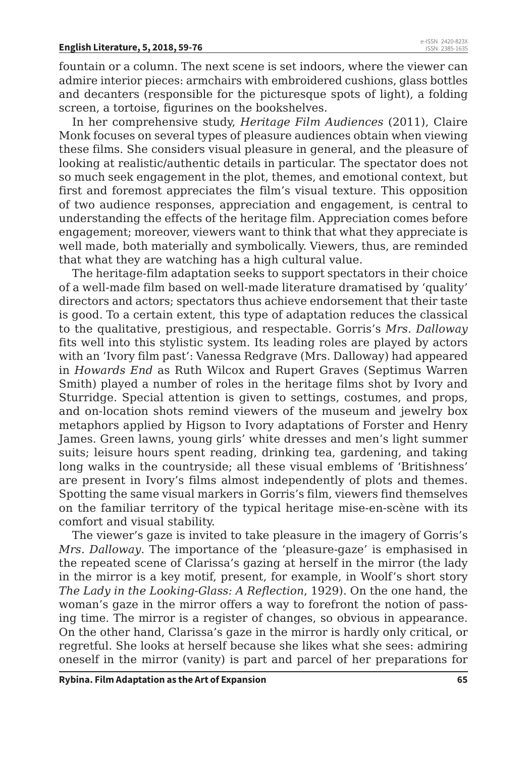fountain or a column. The next scene is set indoors, where the viewer can admire interior pieces: armchairs with embroidered cushions, glass bottles and decanters (responsible for the picturesque spots of light), a folding screen, a tortoise, figurines on the bookshelves.

In her comprehensive study, *Heritage Film Audiences* (2011), Claire Monk focuses on several types of pleasure audiences obtain when viewing these films. She considers visual pleasure in general, and the pleasure of looking at realistic/authentic details in particular. The spectator does not so much seek engagement in the plot, themes, and emotional context, but first and foremost appreciates the film's visual texture. This opposition of two audience responses, appreciation and engagement, is central to understanding the effects of the heritage film. Appreciation comes before engagement; moreover, viewers want to think that what they appreciate is well made, both materially and symbolically. Viewers, thus, are reminded that what they are watching has a high cultural value.

The heritage-film adaptation seeks to support spectators in their choice of a well-made film based on well-made literature dramatised by 'quality' directors and actors; spectators thus achieve endorsement that their taste is good. To a certain extent, this type of adaptation reduces the classical to the qualitative, prestigious, and respectable. Gorris's *Mrs. Dalloway* fits well into this stylistic system. Its leading roles are played by actors with an 'Ivory film past': Vanessa Redgrave (Mrs. Dalloway) had appeared in *Howards End* as Ruth Wilcox and Rupert Graves (Septimus Warren Smith) played a number of roles in the heritage films shot by Ivory and Sturridge. Special attention is given to settings, costumes, and props, and on-location shots remind viewers of the museum and jewelry box metaphors applied by Higson to Ivory adaptations of Forster and Henry James. Green lawns, young girls' white dresses and men's light summer suits; leisure hours spent reading, drinking tea, gardening, and taking long walks in the countryside; all these visual emblems of 'Britishness' are present in Ivory's films almost independently of plots and themes. Spotting the same visual markers in Gorris's film, viewers find themselves on the familiar territory of the typical heritage mise-en-scène with its comfort and visual stability.

The viewer's gaze is invited to take pleasure in the imagery of Gorris's *Mrs. Dalloway*. The importance of the 'pleasure-gaze' is emphasised in the repeated scene of Clarissa's gazing at herself in the mirror (the lady in the mirror is a key motif, present, for example, in Woolf's short story *The Lady in the Looking-Glass: A Reflection*, 1929). On the one hand, the woman's gaze in the mirror offers a way to forefront the notion of passing time. The mirror is a register of changes, so obvious in appearance. On the other hand, Clarissa's gaze in the mirror is hardly only critical, or regretful. She looks at herself because she likes what she sees: admiring oneself in the mirror (vanity) is part and parcel of her preparations for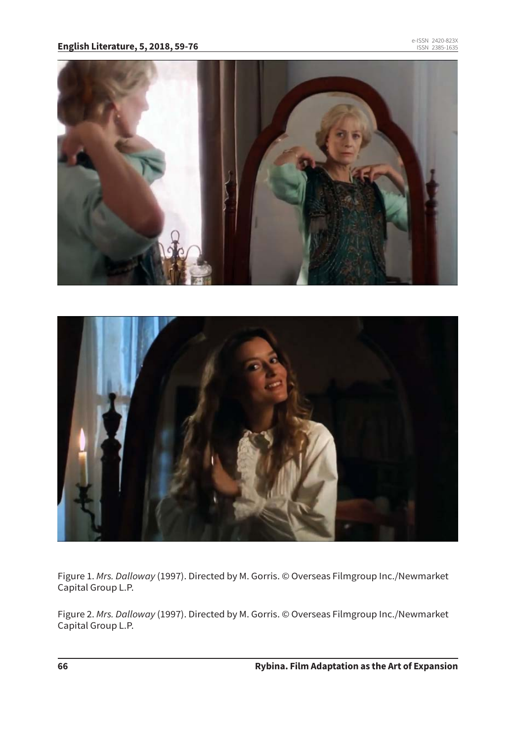Figure 1. *Mrs. Dalloway* (1997). Directed by M. Gorris. © Overseas Filmgroup Inc./Newmarket Capital Group L.P.

Figure 2. *Mrs. Dalloway* (1997). Directed by M. Gorris. © Overseas Filmgroup Inc./Newmarket Capital Group L.P.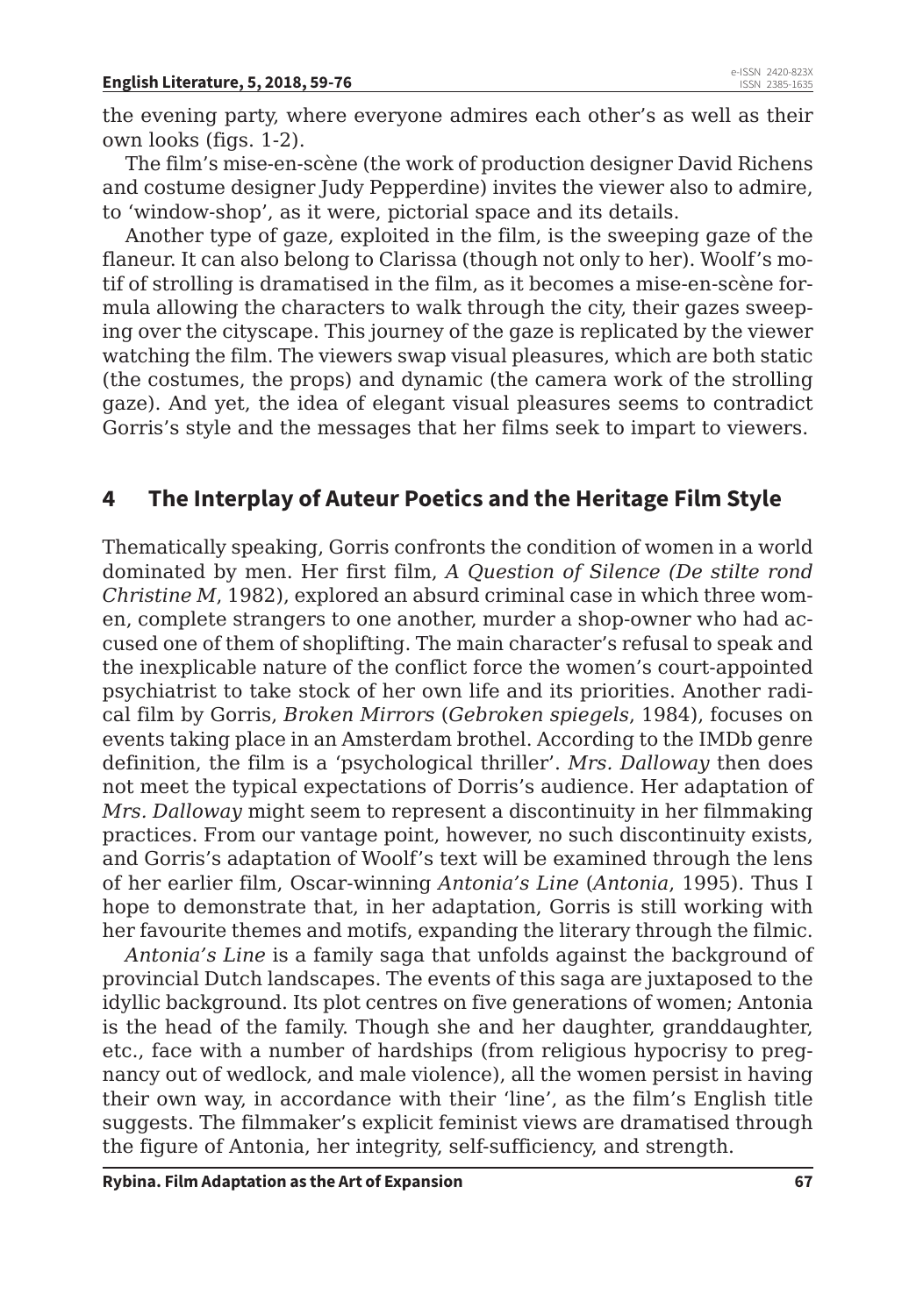the evening party, where everyone admires each other's as well as their own looks (figs. 1-2).

The film's mise-en-scène (the work of production designer David Richens and costume designer Judy Pepperdine) invites the viewer also to admire, to 'window-shop', as it were, pictorial space and its details.

Another type of gaze, exploited in the film, is the sweeping gaze of the flaneur. It can also belong to Clarissa (though not only to her). Woolf's motif of strolling is dramatised in the film, as it becomes a mise-en-scène formula allowing the characters to walk through the city, their gazes sweeping over the cityscape. This journey of the gaze is replicated by the viewer watching the film. The viewers swap visual pleasures, which are both static (the costumes, the props) and dynamic (the camera work of the strolling gaze). And yet, the idea of elegant visual pleasures seems to contradict Gorris's style and the messages that her films seek to impart to viewers.

## 4 The Interplay of Auteur Poetics and the Heritage Film Style

Thematically speaking, Gorris confronts the condition of women in a world dominated by men. Her first film, *A Question of Silence (De stilte rond Christine M*, 1982), explored an absurd criminal case in which three women, complete strangers to one another, murder a shop-owner who had accused one of them of shoplifting. The main character's refusal to speak and the inexplicable nature of the conflict force the women's court-appointed psychiatrist to take stock of her own life and its priorities. Another radical film by Gorris, *Broken Mirrors* (*Gebroken spiegels*, 1984), focuses on events taking place in an Amsterdam brothel. According to the IMDb genre definition, the film is a 'psychological thriller'. *Mrs. Dalloway* then does not meet the typical expectations of Dorris's audience. Her adaptation of *Mrs. Dalloway* might seem to represent a discontinuity in her filmmaking practices. From our vantage point, however, no such discontinuity exists, and Gorris's adaptation of Woolf's text will be examined through the lens of her earlier film, Oscar-winning *Antonia's Line* (*Antonia*, 1995). Thus I hope to demonstrate that, in her adaptation, Gorris is still working with her favourite themes and motifs, expanding the literary through the filmic.

*Antonia's Line* is a family saga that unfolds against the background of provincial Dutch landscapes. The events of this saga are juxtaposed to the idyllic background. Its plot centres on five generations of women; Antonia is the head of the family. Though she and her daughter, granddaughter, etc., face with a number of hardships (from religious hypocrisy to pregnancy out of wedlock, and male violence), all the women persist in having their own way, in accordance with their 'line', as the film's English title suggests. The filmmaker's explicit feminist views are dramatised through the figure of Antonia, her integrity, self-sufficiency, and strength.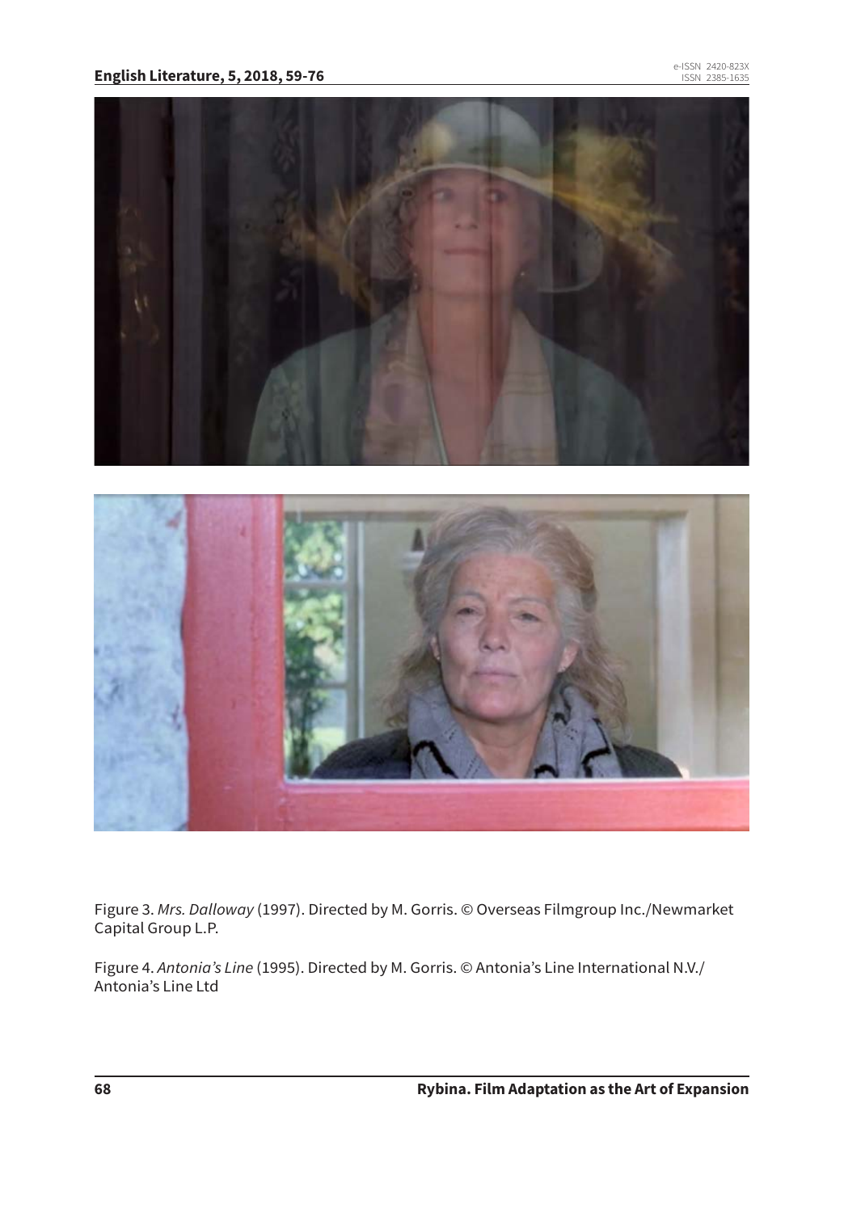Figure 3. *Mrs. Dalloway* (1997). Directed by M. Gorris. © Overseas Filmgroup Inc./Newmarket Capital Group L.P.

Figure 4. *Antonia's Line* (1995). Directed by M. Gorris. © Antonia's Line International N.V./ Antonia's Line Ltd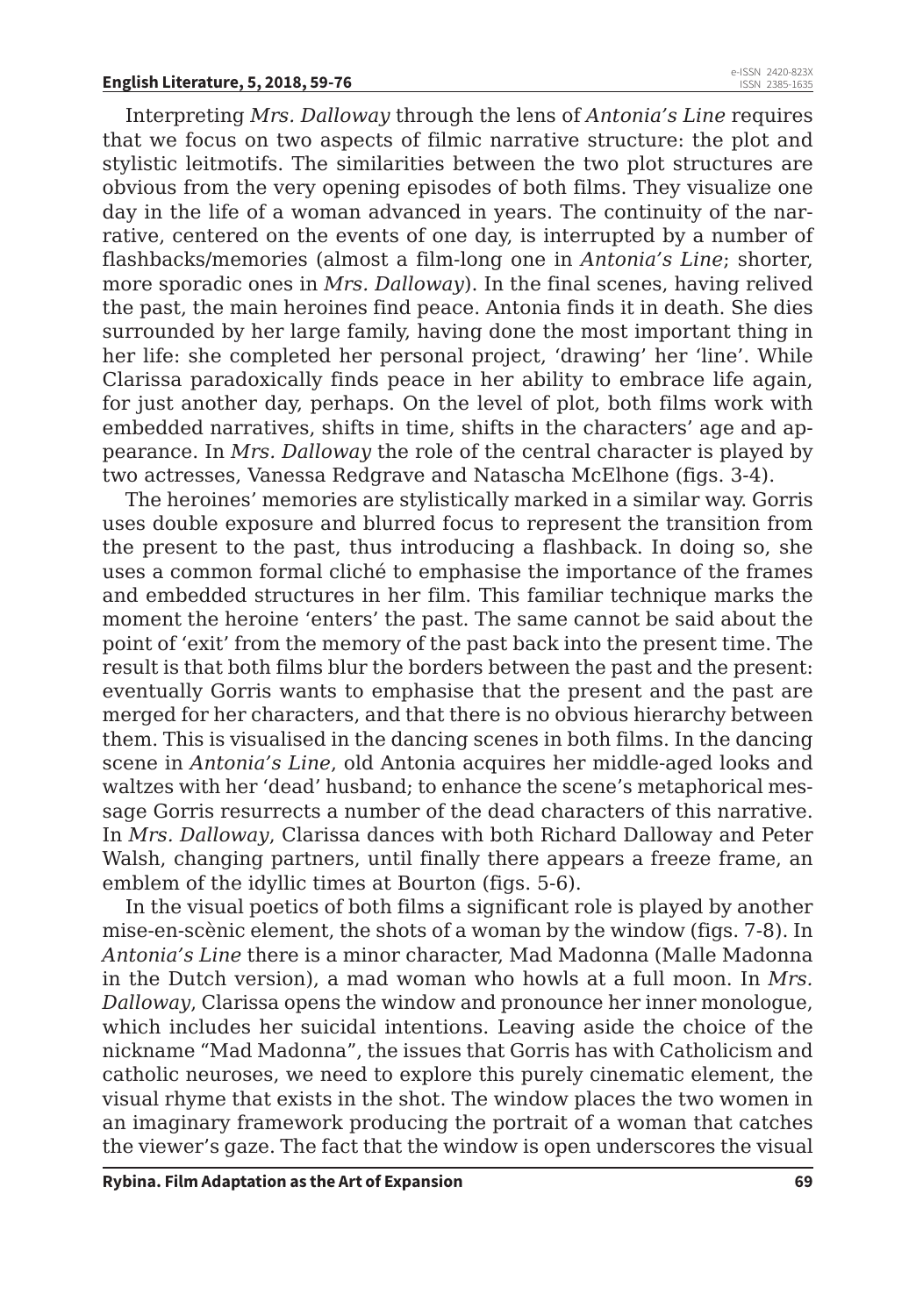Interpreting *Mrs. Dalloway* through the lens of *Antonia's Line* requires that we focus on two aspects of filmic narrative structure: the plot and stylistic leitmotifs. The similarities between the two plot structures are obvious from the very opening episodes of both films. They visualize one day in the life of a woman advanced in years. The continuity of the narrative, centered on the events of one day, is interrupted by a number of flashbacks/memories (almost a film-long one in *Antonia's Line*; shorter, more sporadic ones in *Mrs. Dalloway*). In the final scenes, having relived the past, the main heroines find peace. Antonia finds it in death. She dies surrounded by her large family, having done the most important thing in her life: she completed her personal project, 'drawing' her 'line'. While Clarissa paradoxically finds peace in her ability to embrace life again, for just another day, perhaps. On the level of plot, both films work with embedded narratives, shifts in time, shifts in the characters' age and appearance. In *Mrs. Dalloway* the role of the central character is played by two actresses, Vanessa Redgrave and Natascha McElhone (figs. 3-4).

The heroines' memories are stylistically marked in a similar way. Gorris uses double exposure and blurred focus to represent the transition from the present to the past, thus introducing a flashback. In doing so, she uses a common formal cliché to emphasise the importance of the frames and embedded structures in her film. This familiar technique marks the moment the heroine 'enters' the past. The same cannot be said about the point of 'exit' from the memory of the past back into the present time. The result is that both films blur the borders between the past and the present: eventually Gorris wants to emphasise that the present and the past are merged for her characters, and that there is no obvious hierarchy between them. This is visualised in the dancing scenes in both films. In the dancing scene in *Antonia's Line*, old Antonia acquires her middle-aged looks and waltzes with her 'dead' husband; to enhance the scene's metaphorical message Gorris resurrects a number of the dead characters of this narrative. In *Mrs. Dalloway*, Clarissa dances with both Richard Dalloway and Peter Walsh, changing partners, until finally there appears a freeze frame, an emblem of the idyllic times at Bourton (figs. 5-6).

In the visual poetics of both films a significant role is played by another mise-en-scènic element, the shots of a woman by the window (figs. 7-8). In *Antonia's Line* there is a minor character, Mad Madonna (Malle Madonna in the Dutch version), a mad woman who howls at a full moon. In *Mrs. Dalloway*, Clarissa opens the window and pronounce her inner monologue, which includes her suicidal intentions. Leaving aside the choice of the nickname "Mad Madonna", the issues that Gorris has with Catholicism and catholic neuroses, we need to explore this purely cinematic element, the visual rhyme that exists in the shot. The window places the two women in an imaginary framework producing the portrait of a woman that catches the viewer's gaze. The fact that the window is open underscores the visual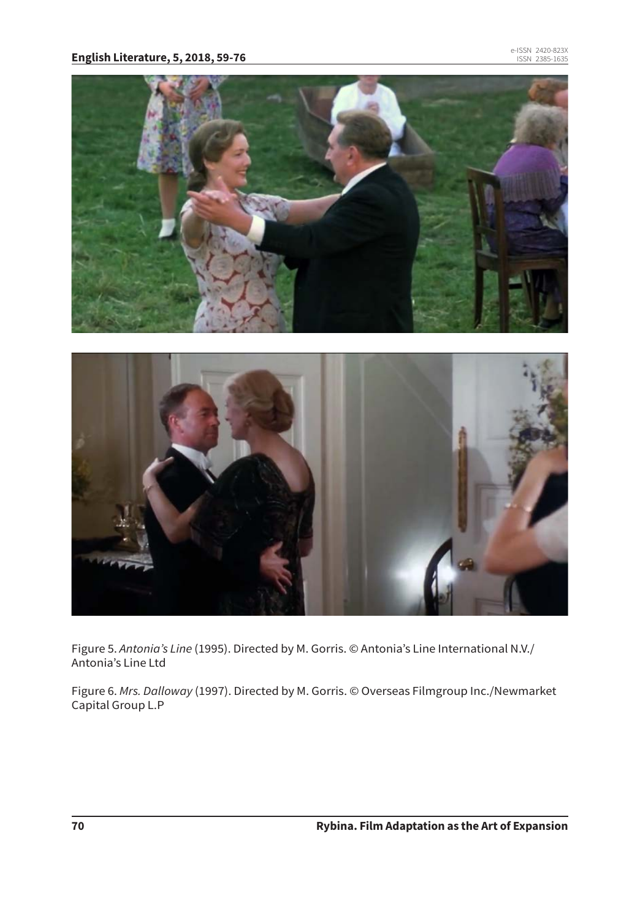Figure 5. *Antonia's Line* (1995). Directed by M. Gorris. © Antonia's Line International N.V./ Antonia's Line Ltd

Figure 6. *Mrs. Dalloway* (1997). Directed by M. Gorris. © Overseas Filmgroup Inc./Newmarket Capital Group L.P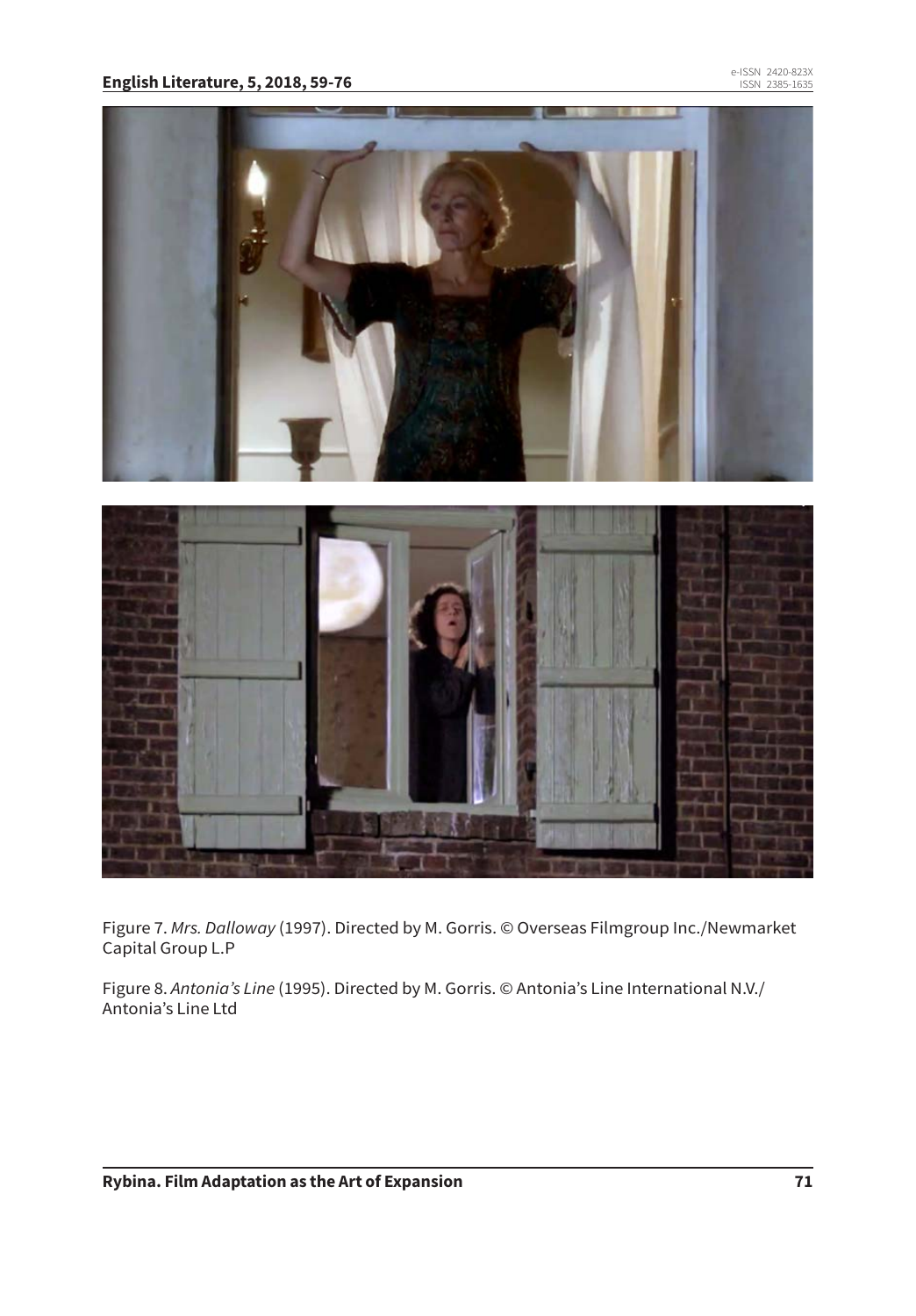Figure 7. *Mrs. Dalloway* (1997). Directed by M. Gorris. © Overseas Filmgroup Inc./Newmarket Capital Group L.P

Figure 8. *Antonia's Line* (1995). Directed by M. Gorris. © Antonia's Line International N.V./ Antonia's Line Ltd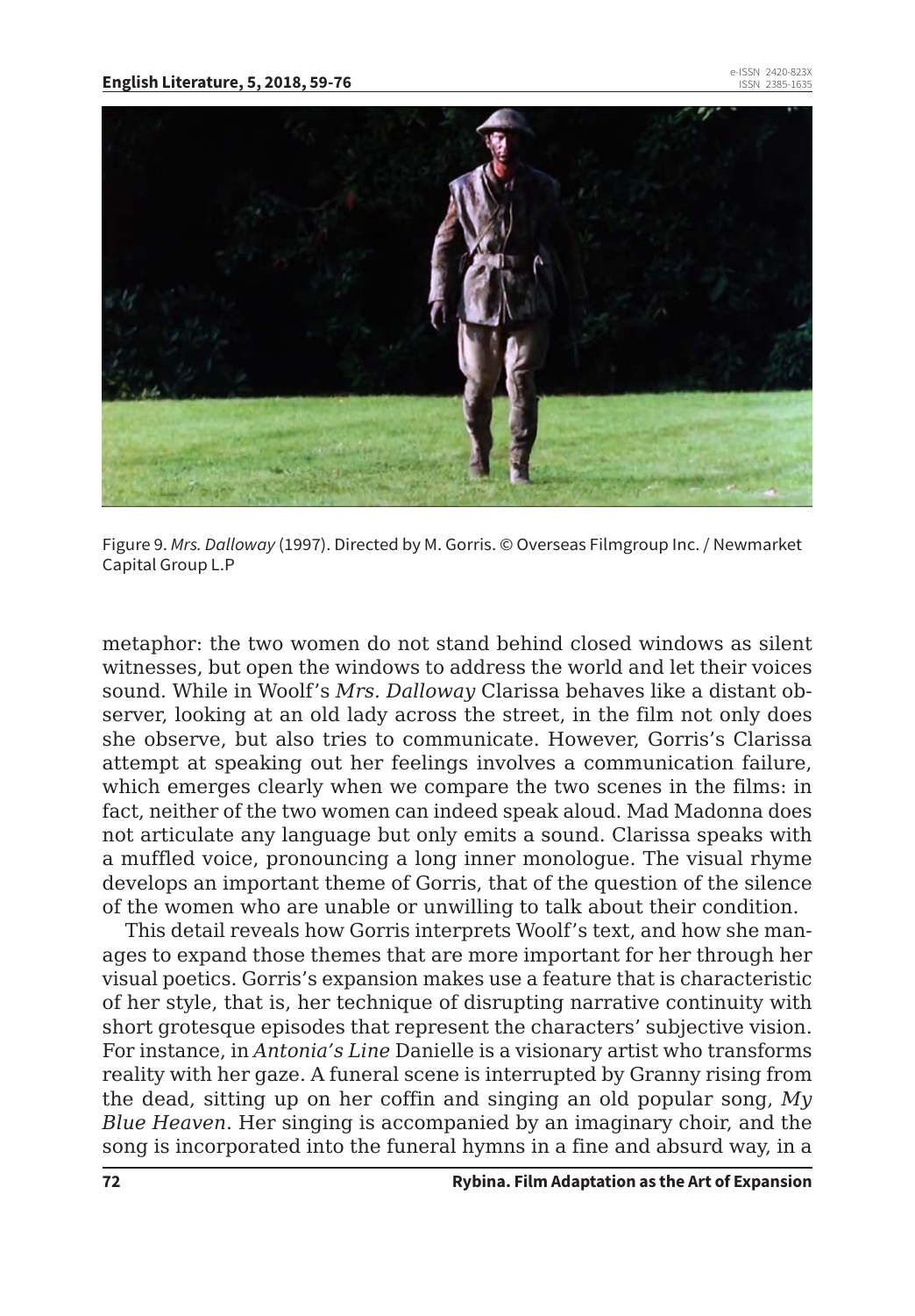Figure 9. *Mrs. Dalloway* (1997). Directed by M. Gorris. © Overseas Filmgroup Inc. / Newmarket Capital Group L.P

metaphor: the two women do not stand behind closed windows as silent witnesses, but open the windows to address the world and let their voices sound. While in Woolf's *Mrs. Dalloway* Clarissa behaves like a distant observer, looking at an old lady across the street, in the film not only does she observe, but also tries to communicate. However, Gorris's Clarissa attempt at speaking out her feelings involves a communication failure, which emerges clearly when we compare the two scenes in the films: in fact, neither of the two women can indeed speak aloud. Mad Madonna does not articulate any language but only emits a sound. Clarissa speaks with a muffled voice, pronouncing a long inner monologue. The visual rhyme develops an important theme of Gorris, that of the question of the silence of the women who are unable or unwilling to talk about their condition.

This detail reveals how Gorris interprets Woolf's text, and how she manages to expand those themes that are more important for her through her visual poetics. Gorris's expansion makes use a feature that is characteristic of her style, that is, her technique of disrupting narrative continuity with short grotesque episodes that represent the characters' subjective vision. For instance, in *Antonia's Line* Danielle is a visionary artist who transforms reality with her gaze. A funeral scene is interrupted by Granny rising from the dead, sitting up on her coffin and singing an old popular song, *My Blue Heaven*. Her singing is accompanied by an imaginary choir, and the song is incorporated into the funeral hymns in a fine and absurd way, in a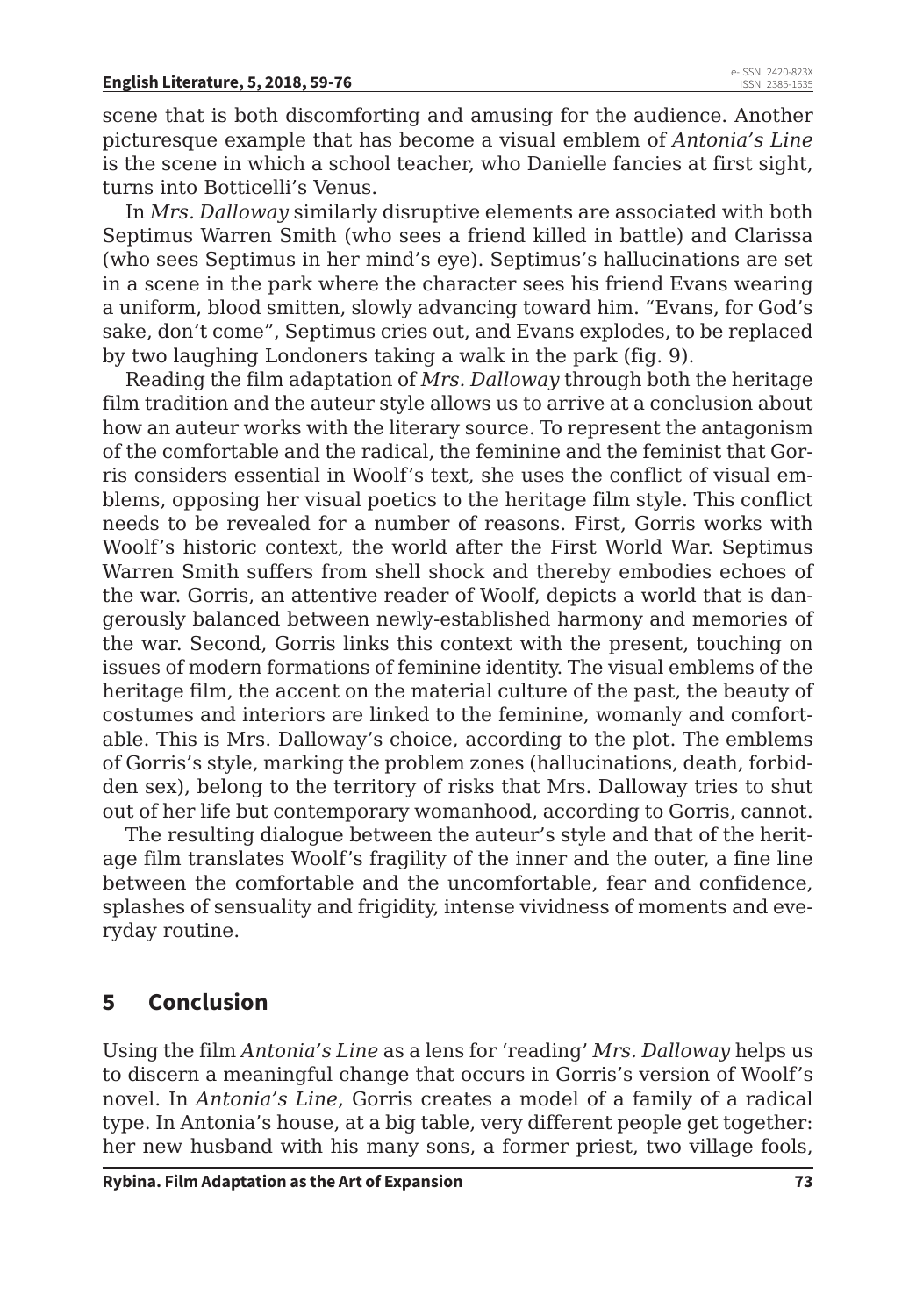scene that is both discomforting and amusing for the audience. Another picturesque example that has become a visual emblem of *Antonia's Line* is the scene in which a school teacher, who Danielle fancies at first sight, turns into Botticelli's Venus.

In *Mrs. Dalloway* similarly disruptive elements are associated with both Septimus Warren Smith (who sees a friend killed in battle) and Clarissa (who sees Septimus in her mind's eye). Septimus's hallucinations are set in a scene in the park where the character sees his friend Evans wearing a uniform, blood smitten, slowly advancing toward him. "Evans, for God's sake, don't come", Septimus cries out, and Evans explodes, to be replaced by two laughing Londoners taking a walk in the park (fig. 9).

Reading the film adaptation of *Mrs. Dalloway* through both the heritage film tradition and the auteur style allows us to arrive at a conclusion about how an auteur works with the literary source. To represent the antagonism of the comfortable and the radical, the feminine and the feminist that Gorris considers essential in Woolf's text, she uses the conflict of visual emblems, opposing her visual poetics to the heritage film style. This conflict needs to be revealed for a number of reasons. First, Gorris works with Woolf's historic context, the world after the First World War. Septimus Warren Smith suffers from shell shock and thereby embodies echoes of the war. Gorris, an attentive reader of Woolf, depicts a world that is dangerously balanced between newly-established harmony and memories of the war. Second, Gorris links this context with the present, touching on issues of modern formations of feminine identity. The visual emblems of the heritage film, the accent on the material culture of the past, the beauty of costumes and interiors are linked to the feminine, womanly and comfortable. This is Mrs. Dalloway's choice, according to the plot. The emblems of Gorris's style, marking the problem zones (hallucinations, death, forbidden sex), belong to the territory of risks that Mrs. Dalloway tries to shut out of her life but contemporary womanhood, according to Gorris, cannot.

The resulting dialogue between the auteur's style and that of the heritage film translates Woolf's fragility of the inner and the outer, a fine line between the comfortable and the uncomfortable, fear and confidence, splashes of sensuality and frigidity, intense vividness of moments and everyday routine.

## 5 Conclusion

Using the film *Antonia's Line* as a lens for 'reading' *Mrs. Dalloway* helps us to discern a meaningful change that occurs in Gorris's version of Woolf's novel. In *Antonia's Line*, Gorris creates a model of a family of a radical type. In Antonia's house, at a big table, very different people get together: her new husband with his many sons, a former priest, two village fools,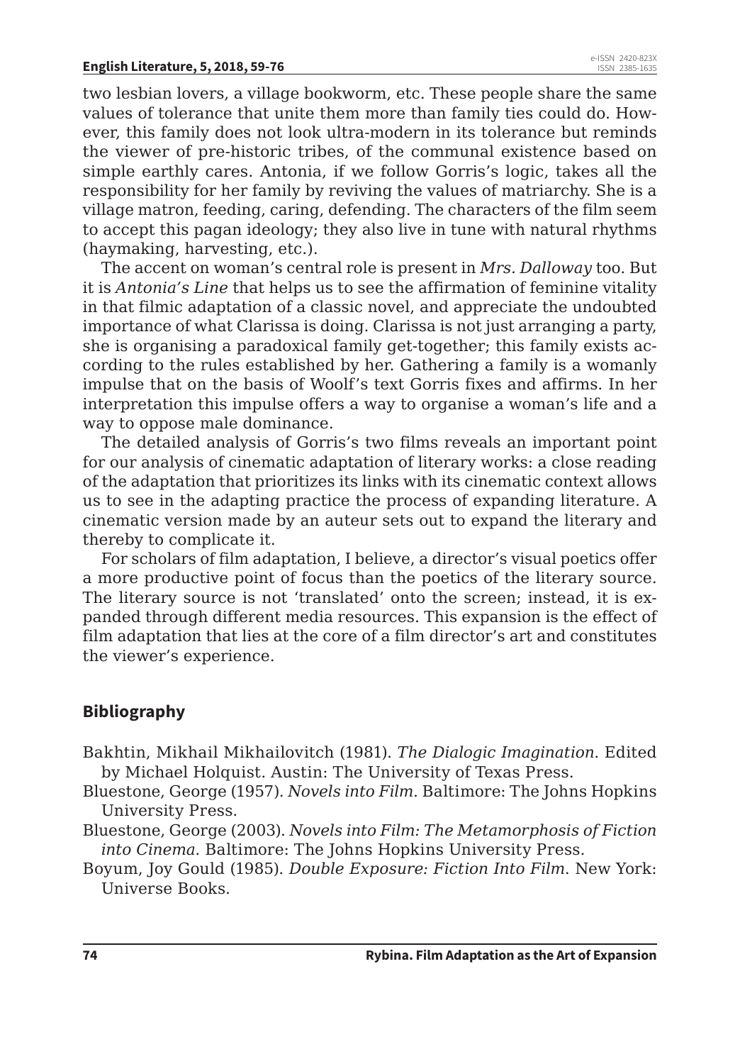two lesbian lovers, a village bookworm, etc. These people share the same values of tolerance that unite them more than family ties could do. However, this family does not look ultra-modern in its tolerance but reminds the viewer of pre-historic tribes, of the communal existence based on simple earthly cares. Antonia, if we follow Gorris's logic, takes all the responsibility for her family by reviving the values of matriarchy. She is a village matron, feeding, caring, defending. The characters of the film seem to accept this pagan ideology; they also live in tune with natural rhythms (haymaking, harvesting, etc.).

The accent on woman's central role is present in *Mrs. Dalloway* too. But it is *Antonia's Line* that helps us to see the affirmation of feminine vitality in that filmic adaptation of a classic novel, and appreciate the undoubted importance of what Clarissa is doing. Clarissa is not just arranging a party, she is organising a paradoxical family get-together; this family exists according to the rules established by her. Gathering a family is a womanly impulse that on the basis of Woolf's text Gorris fixes and affirms. In her interpretation this impulse offers a way to organise a woman's life and a way to oppose male dominance.

The detailed analysis of Gorris's two films reveals an important point for our analysis of cinematic adaptation of literary works: a close reading of the adaptation that prioritizes its links with its cinematic context allows us to see in the adapting practice the process of expanding literature. A cinematic version made by an auteur sets out to expand the literary and thereby to complicate it.

For scholars of film adaptation, I believe, a director's visual poetics offer a more productive point of focus than the poetics of the literary source. The literary source is not 'translated' onto the screen; instead, it is expanded through different media resources. This expansion is the effect of film adaptation that lies at the core of a film director's art and constitutes the viewer's experience.

## Bibliography

Bakhtin, Mikhail Mikhailovitch (1981). *The Dialogic Imagination*. Edited by Michael Holquist. Austin: The University of Texas Press.

Bluestone, George (1957). *Novels into Film*. Baltimore: The Johns Hopkins University Press.

Bluestone, George (2003). *Novels into Film: The Metamorphosis of Fiction into Cinema*. Baltimore: The Johns Hopkins University Press.

Boyum, Joy Gould (1985). *Double Exposure: Fiction Into Film*. New York: Universe Books.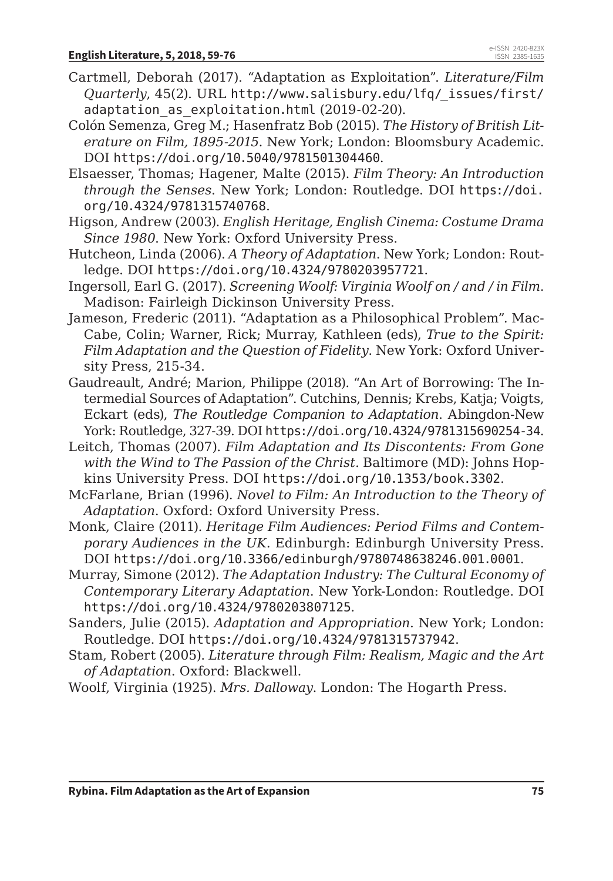Cartmell, Deborah (2017). “Adaptation as Exploitation”. *Literature/Film Quarterly*, 45(2). URL http://www.salisbury.edu/lfq/_issues/first/adaptation_as_exploitation.html (2019-02-20).

Colón Semenza, Greg M.; Hasenfratz Bob (2015). *The History of British Literature on Film, 1895-2015*. New York; London: Bloomsbury Academic. DOI https://doi.org/10.5040/9781501304460.

Elsaesser, Thomas; Hagener, Malte (2015). *Film Theory: An Introduction through the Senses*. New York; London: Routledge. DOI https://doi.org/10.4324/9781315740768.

Higson, Andrew (2003). *English Heritage, English Cinema: Costume Drama Since 1980*. New York: Oxford University Press.

Hutcheon, Linda (2006). *A Theory of Adaptation*. New York; London: Routledge. DOI https://doi.org/10.4324/9780203957721.

Ingersoll, Earl G. (2017). *Screening Woolf: Virginia Woolf on / and / in Film*. Madison: Fairleigh Dickinson University Press.

Jameson, Frederic (2011). “Adaptation as a Philosophical Problem”. MacCabe, Colin; Warner, Rick; Murray, Kathleen (eds), *True to the Spirit: Film Adaptation and the Question of Fidelity*. New York: Oxford University Press, 215-34.

Gaudreault, André; Marion, Philippe (2018). “An Art of Borrowing: The Intermedial Sources of Adaptation”. Cutchins, Dennis; Krebs, Katja; Voigts, Eckart (eds), *The Routledge Companion to Adaptation*. Abingdon-New York: Routledge, 327-39. DOI https://doi.org/10.4324/9781315690254-34.

Leitch, Thomas (2007). *Film Adaptation and Its Discontents: From Gone with the Wind to The Passion of the Christ*. Baltimore (MD): Johns Hopkins University Press. DOI https://doi.org/10.1353/book.3302.

McFarlane, Brian (1996). *Novel to Film: An Introduction to the Theory of Adaptation*. Oxford: Oxford University Press.

Monk, Claire (2011). *Heritage Film Audiences: Period Films and Contemporary Audiences in the UK*. Edinburgh: Edinburgh University Press. DOI https://doi.org/10.3366/edinburgh/9780748638246.001.0001.

Murray, Simone (2012). *The Adaptation Industry: The Cultural Economy of Contemporary Literary Adaptation*. New York-London: Routledge. DOI https://doi.org/10.4324/9780203807125.

Sanders, Julie (2015). *Adaptation and Appropriation*. New York; London: Routledge. DOI https://doi.org/10.4324/9781315737942.

Stam, Robert (2005). *Literature through Film: Realism, Magic and the Art of Adaptation*. Oxford: Blackwell.

Woolf, Virginia (1925). *Mrs. Dalloway*. London: The Hogarth Press.